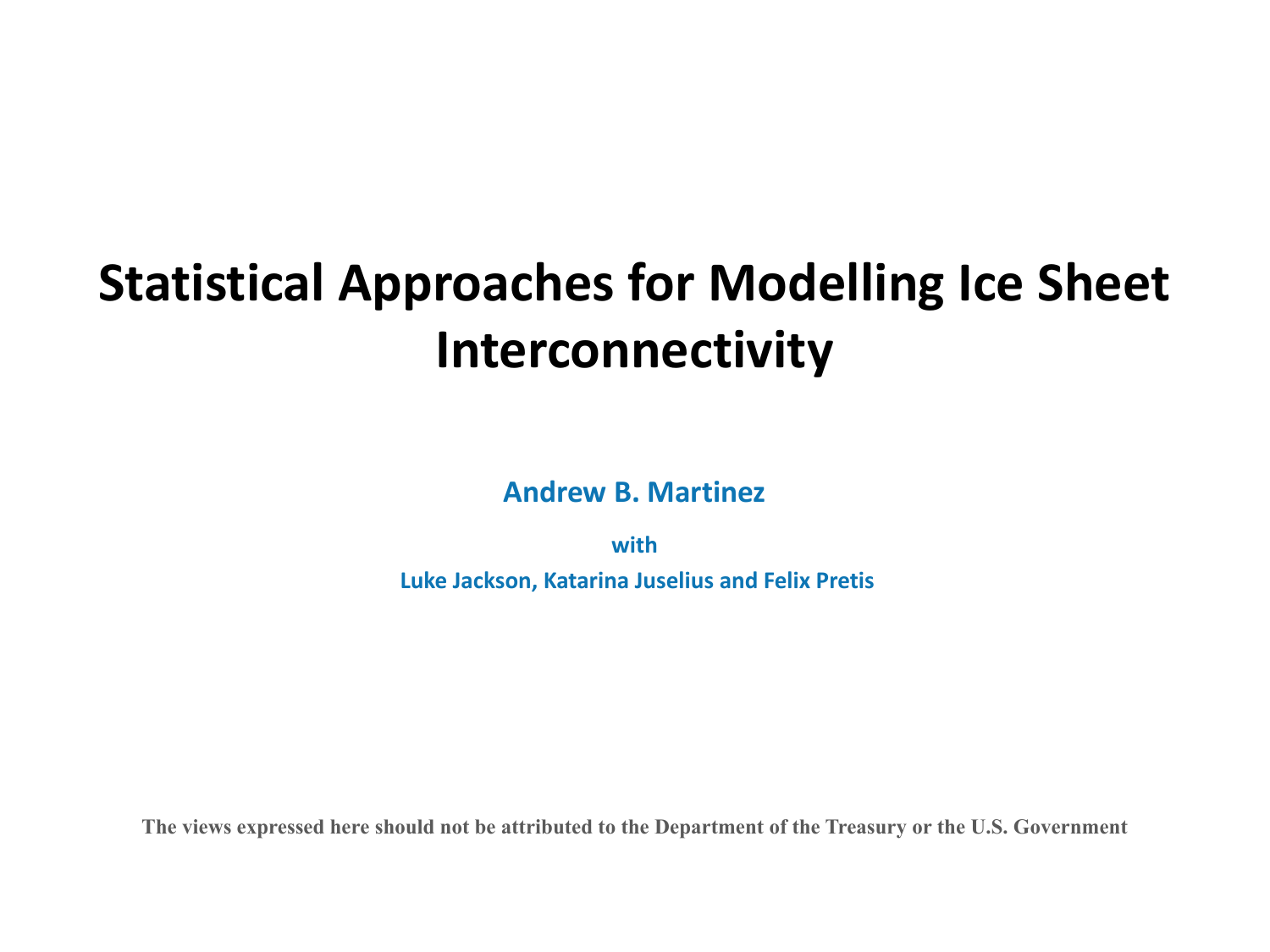# Statistical Approaches for Modelling Ice Sheet Interconnectivity

**Andrew B. Martinez**

**with**

**Luke Jackson, Katarina Juselius and Felix Pretis**

**The views expressed here should not be attributed to the Department of the Treasury or the U.S. Government**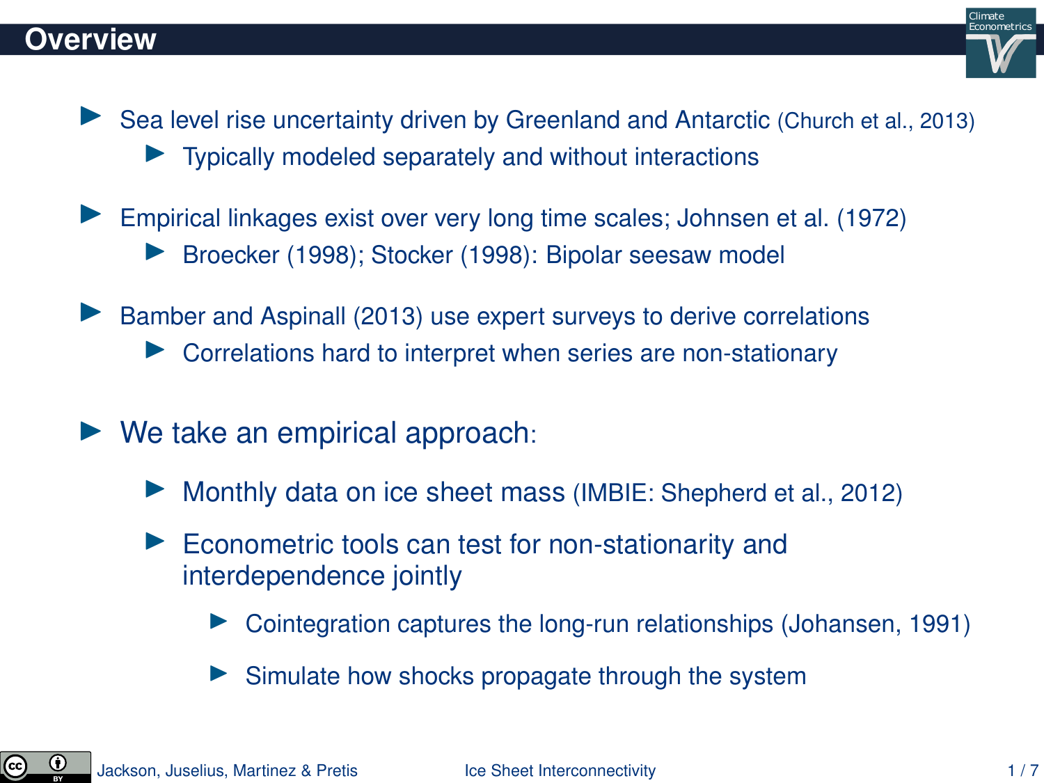## Overview

- Sea level rise uncertainty driven by Greenland and Antarctic (Church et al., 2013)
  - Typically modeled separately and without interactions
- Empirical linkages exist over very long time scales; Johnsen et al. (1972)
  - Broecker (1998); Stocker (1998): Bipolar seesaw model
- Bamber and Aspinall (2013) use expert surveys to derive correlations
  - Correlations hard to interpret when series are non-stationary
- We take an empirical approach:
  - Monthly data on ice sheet mass (IMBIE: Shepherd et al., 2012)
  - Econometric tools can test for non-stationarity and interdependence jointly
    - Cointegration captures the long-run relationships (Johansen, 1991)
    - Simulate how shocks propagate through the system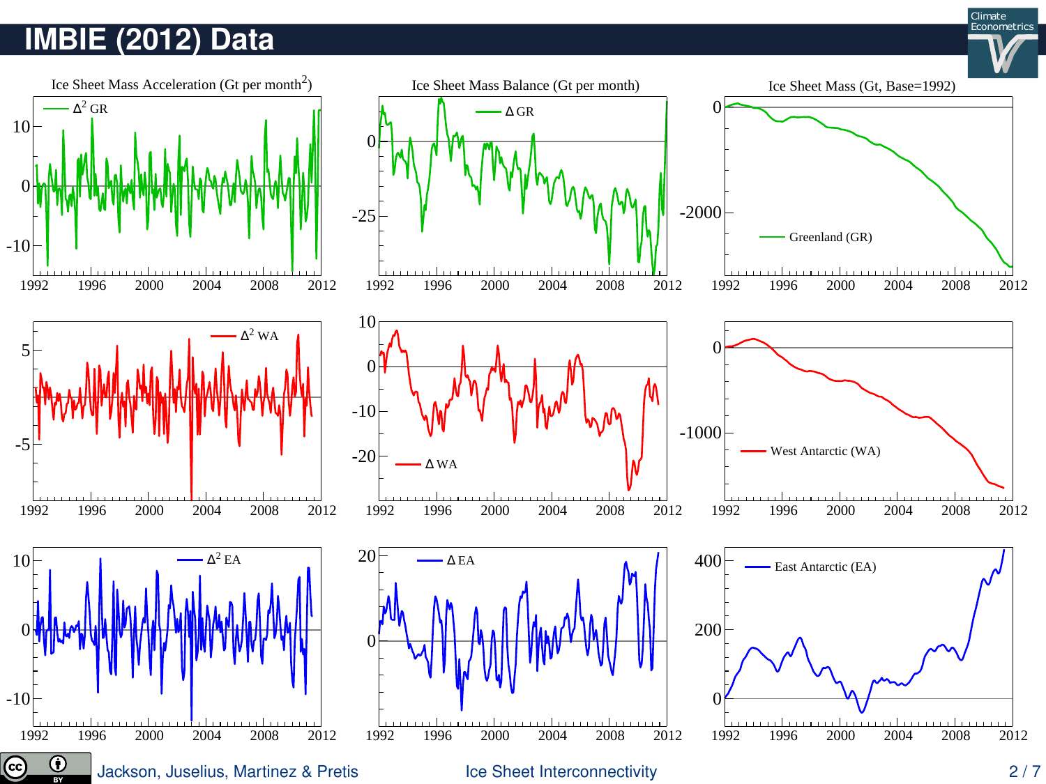# IMBIE (2012) Data

Ice Sheet Mass Acceleration (Gt per month$^2$)

Ice Sheet Mass Balance (Gt per month)

Ice Sheet Mass (Gt, Base=1992)

$\Delta^2$ GR

$\Delta$ GR

Greenland (GR)

$\Delta^2$ WA

$\Delta$ WA

West Antarctic (WA)

$\Delta^2$ EA

$\Delta$ EA

East Antarctic (EA)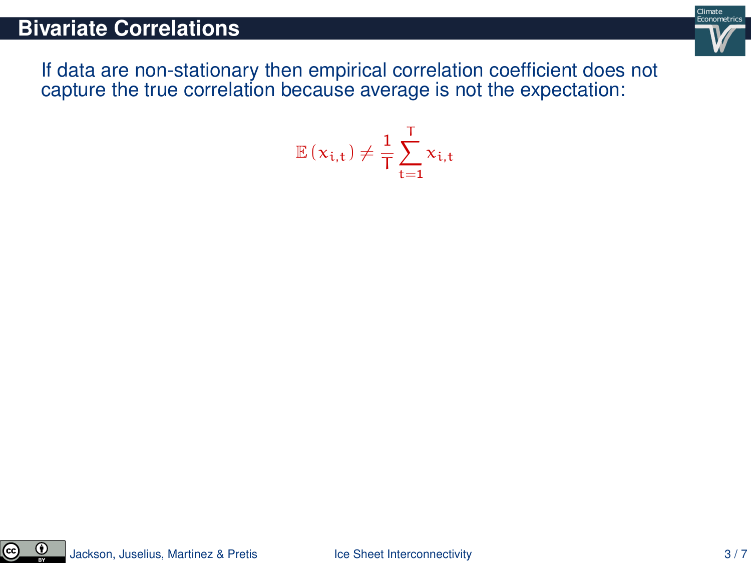## Bivariate Correlations

If data are non-stationary then empirical correlation coefficient does not capture the true correlation because average is not the expectation:

$$\mathbb{E}\left(x_{i,t}\right) \neq \frac{1}{T}\sum_{t=1}^{T} x_{i,t}$$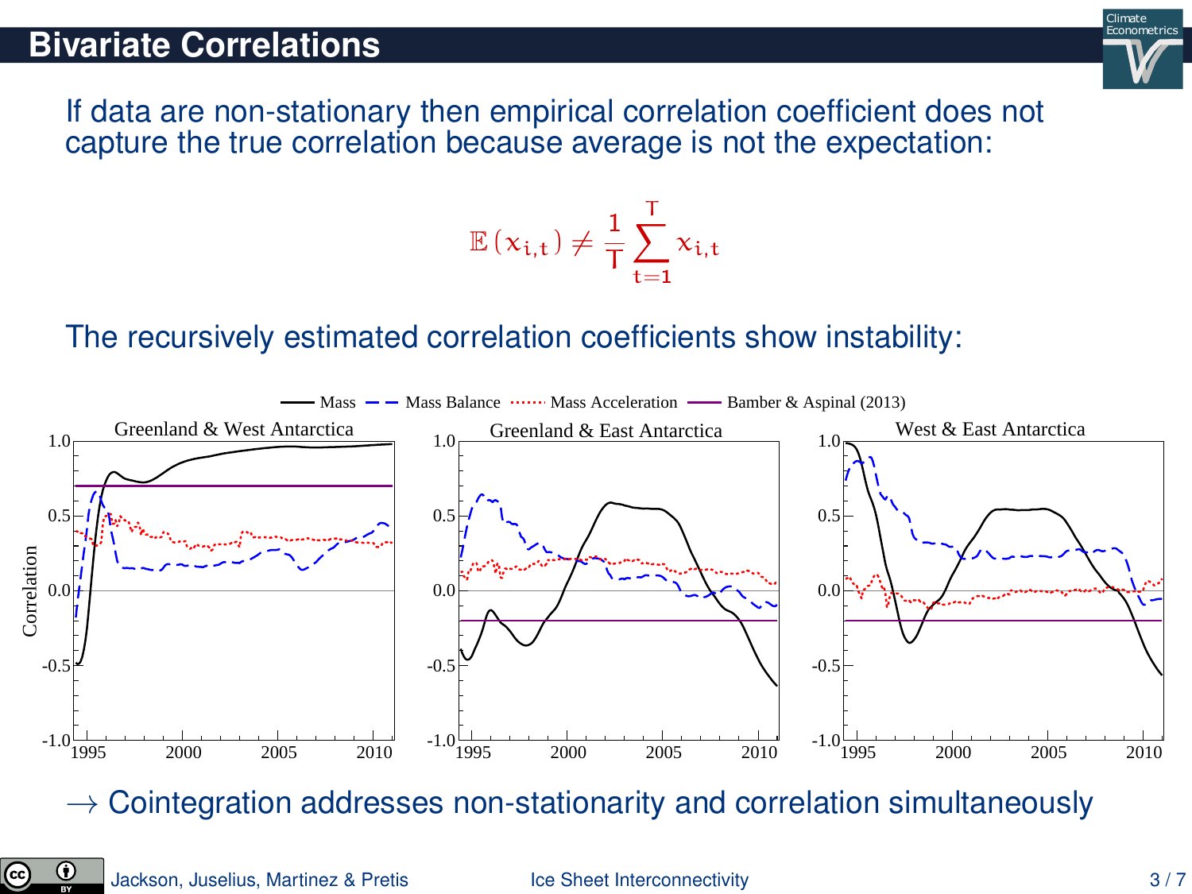## Bivariate Correlations

If data are non-stationary then empirical correlation coefficient does not capture the true correlation because average is not the expectation:

$$\mathbb{E}\left(x_{i,t}\right) \neq \frac{1}{T}\sum_{t=1}^{T} x_{i,t}$$

The recursively estimated correlation coefficients show instability:

→ Cointegration addresses non-stationarity and correlation simultaneously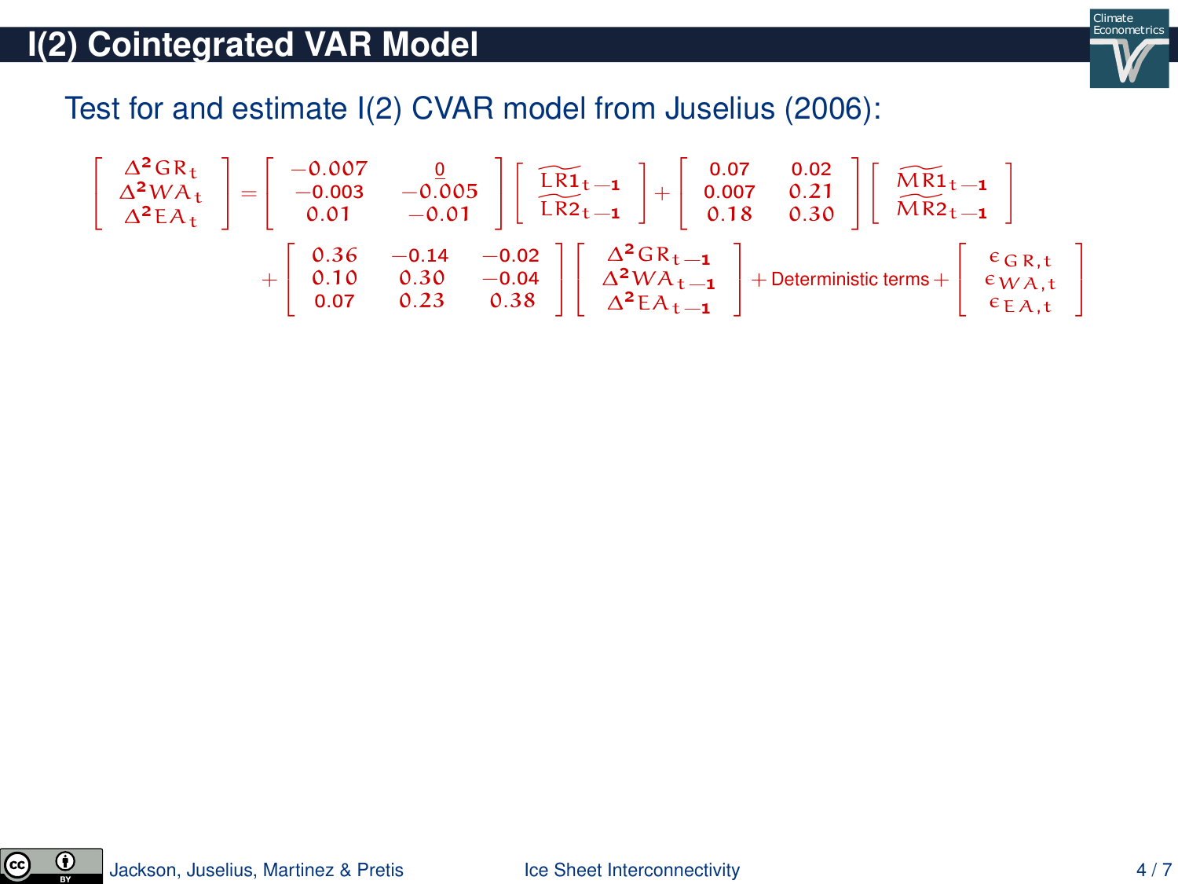# I(2) Cointegrated VAR Model

Test for and estimate I(2) CVAR model from Juselius (2006):

$$
\begin{bmatrix} \Delta^2 GR_t \\ \Delta^2 WA_t \\ \Delta^2 EA_t \end{bmatrix} = \begin{bmatrix} -0.007 & \underline{0} \\ -0.003 & -0.005 \\ 0.01 & -0.01 \end{bmatrix} \begin{bmatrix} \widetilde{LR1}_{t-1} \\ \widetilde{LR2}_{t-1} \end{bmatrix} + \begin{bmatrix} 0.07 & 0.02 \\ 0.007 & 0.21 \\ 0.18 & 0.30 \end{bmatrix} \begin{bmatrix} \widetilde{MR1}_{t-1} \\ \widetilde{MR2}_{t-1} \end{bmatrix}
$$

$$
+ \begin{bmatrix} 0.36 & -0.14 & -0.02 \\ 0.10 & 0.30 & -0.04 \\ 0.07 & 0.23 & 0.38 \end{bmatrix} \begin{bmatrix} \Delta^2 GR_{t-1} \\ \Delta^2 WA_{t-1} \\ \Delta^2 EA_{t-1} \end{bmatrix} + \text{Deterministic terms} + \begin{bmatrix} \epsilon_{GR,t} \\ \epsilon_{WA,t} \\ \epsilon_{EA,t} \end{bmatrix}
$$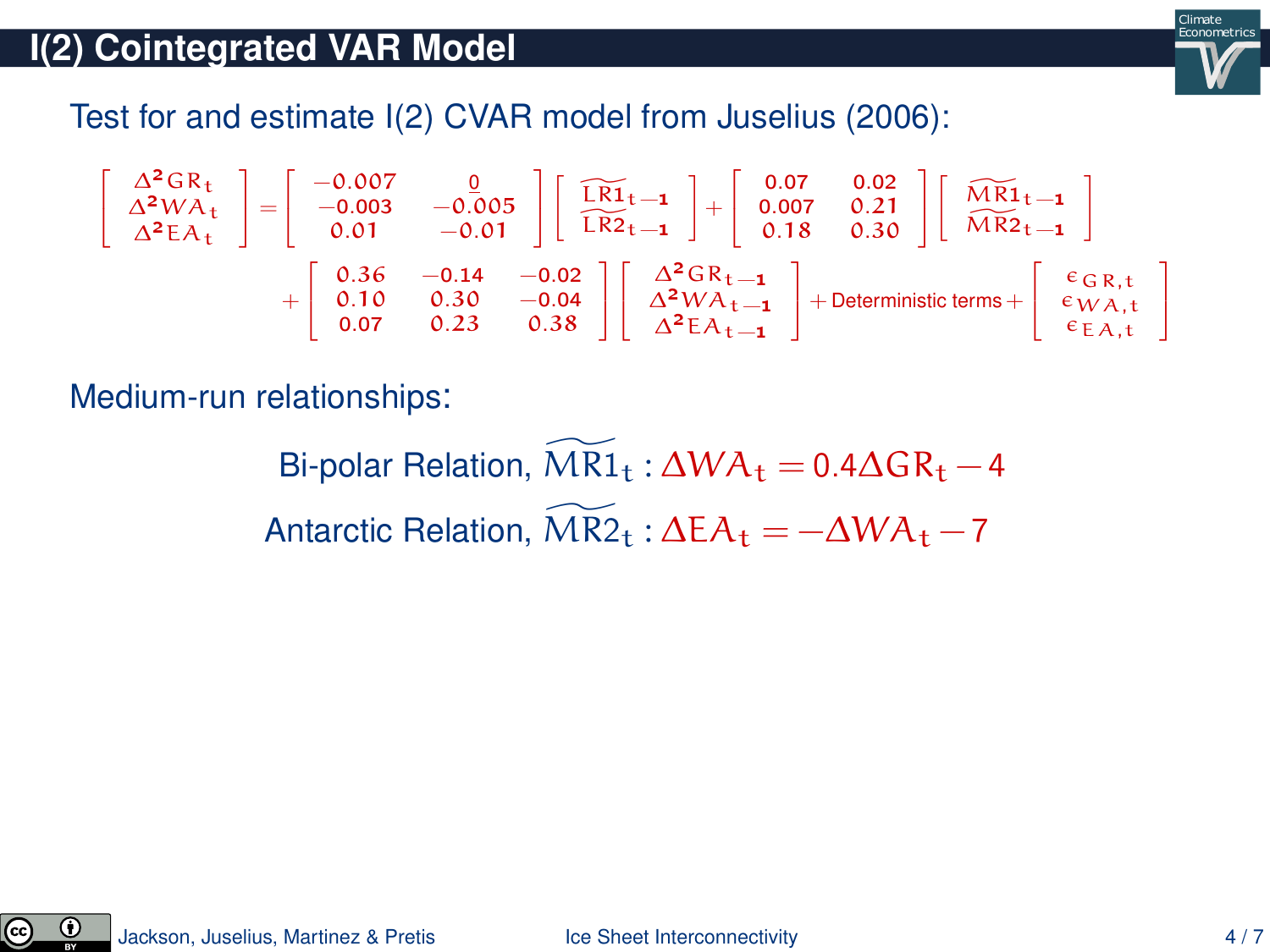# I(2) Cointegrated VAR Model

Test for and estimate I(2) CVAR model from Juselius (2006):

$$
\begin{bmatrix} \Delta^2 GR_t \\ \Delta^2 WA_t \\ \Delta^2 EA_t \end{bmatrix} = \begin{bmatrix} -0.007 & \underline{0} \\ -0.003 & -0.005 \\ 0.01 & -0.01 \end{bmatrix} \begin{bmatrix} \widetilde{LR1}_{t-1} \\ \widetilde{LR2}_{t-1} \end{bmatrix} + \begin{bmatrix} 0.07 & 0.02 \\ 0.007 & 0.21 \\ 0.18 & 0.30 \end{bmatrix} \begin{bmatrix} \widetilde{MR1}_{t-1} \\ \widetilde{MR2}_{t-1} \end{bmatrix}
$$

$$
+ \begin{bmatrix} 0.36 & -0.14 & -0.02 \\ 0.10 & 0.30 & -0.04 \\ 0.07 & 0.23 & 0.38 \end{bmatrix} \begin{bmatrix} \Delta^2 GR_{t-1} \\ \Delta^2 WA_{t-1} \\ \Delta^2 EA_{t-1} \end{bmatrix} + \text{Deterministic terms} + \begin{bmatrix} \epsilon_{GR,t} \\ \epsilon_{WA,t} \\ \epsilon_{EA,t} \end{bmatrix}
$$

Medium-run relationships:

Bi-polar Relation, $\widetilde{MR1}_t : \Delta WA_t = 0.4 \Delta GR_t - 4$

Antarctic Relation, $\widetilde{MR2}_t : \Delta EA_t = -\Delta WA_t - 7$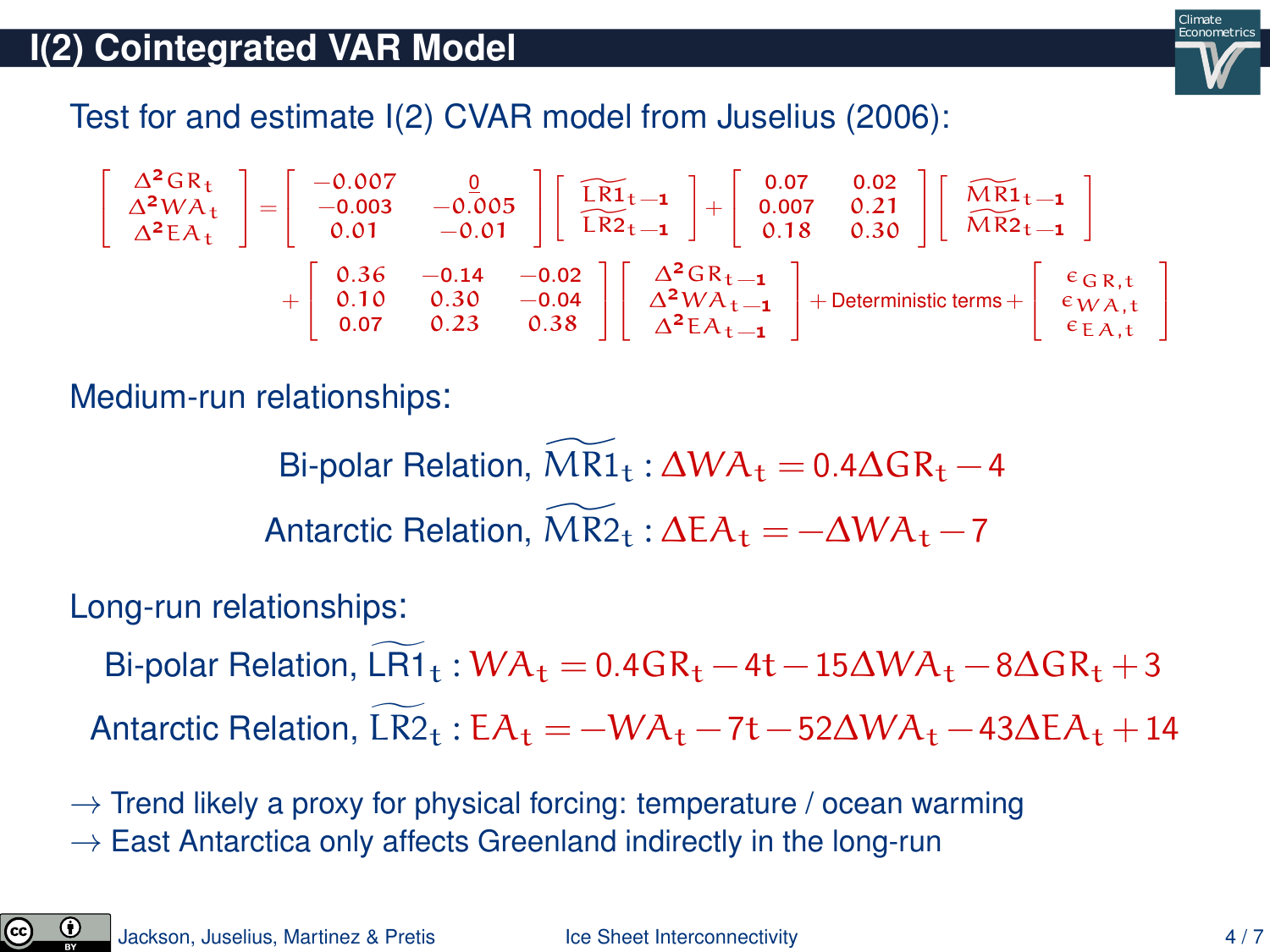# I(2) Cointegrated VAR Model

Test for and estimate I(2) CVAR model from Juselius (2006):

$$
\begin{bmatrix} \Delta^2 GR_t \\ \Delta^2 WA_t \\ \Delta^2 EA_t \end{bmatrix} = \begin{bmatrix} -0.007 & \underline{0} \\ -0.003 & -0.005 \\ 0.01 & -0.01 \end{bmatrix} \begin{bmatrix} \widetilde{LR1}_{t-1} \\ \widetilde{LR2}_{t-1} \end{bmatrix} + \begin{bmatrix} 0.07 & 0.02 \\ 0.007 & 0.21 \\ 0.18 & 0.30 \end{bmatrix} \begin{bmatrix} \widetilde{MR1}_{t-1} \\ \widetilde{MR2}_{t-1} \end{bmatrix}
$$

$$
+ \begin{bmatrix} 0.36 & -0.14 & -0.02 \\ 0.10 & 0.30 & -0.04 \\ 0.07 & 0.23 & 0.38 \end{bmatrix} \begin{bmatrix} \Delta^2 GR_{t-1} \\ \Delta^2 WA_{t-1} \\ \Delta^2 EA_{t-1} \end{bmatrix} + \text{Deterministic terms} + \begin{bmatrix} \epsilon_{GR,t} \\ \epsilon_{WA,t} \\ \epsilon_{EA,t} \end{bmatrix}
$$

Medium-run relationships:

Bi-polar Relation, $\widetilde{MR1}_t : \Delta WA_t = 0.4 \Delta GR_t - 4$

Antarctic Relation, $\widetilde{MR2}_t : \Delta EA_t = -\Delta WA_t - 7$

Long-run relationships:

Bi-polar Relation, $\widetilde{LR1}_t : WA_t = 0.4 GR_t - 4t - 15 \Delta WA_t - 8 \Delta GR_t + 3$

Antarctic Relation, $\widetilde{LR2}_t : EA_t = -WA_t - 7t - 52 \Delta WA_t - 43 \Delta EA_t + 14$

→ Trend likely a proxy for physical forcing: temperature / ocean warming
→ East Antarctica only affects Greenland indirectly in the long-run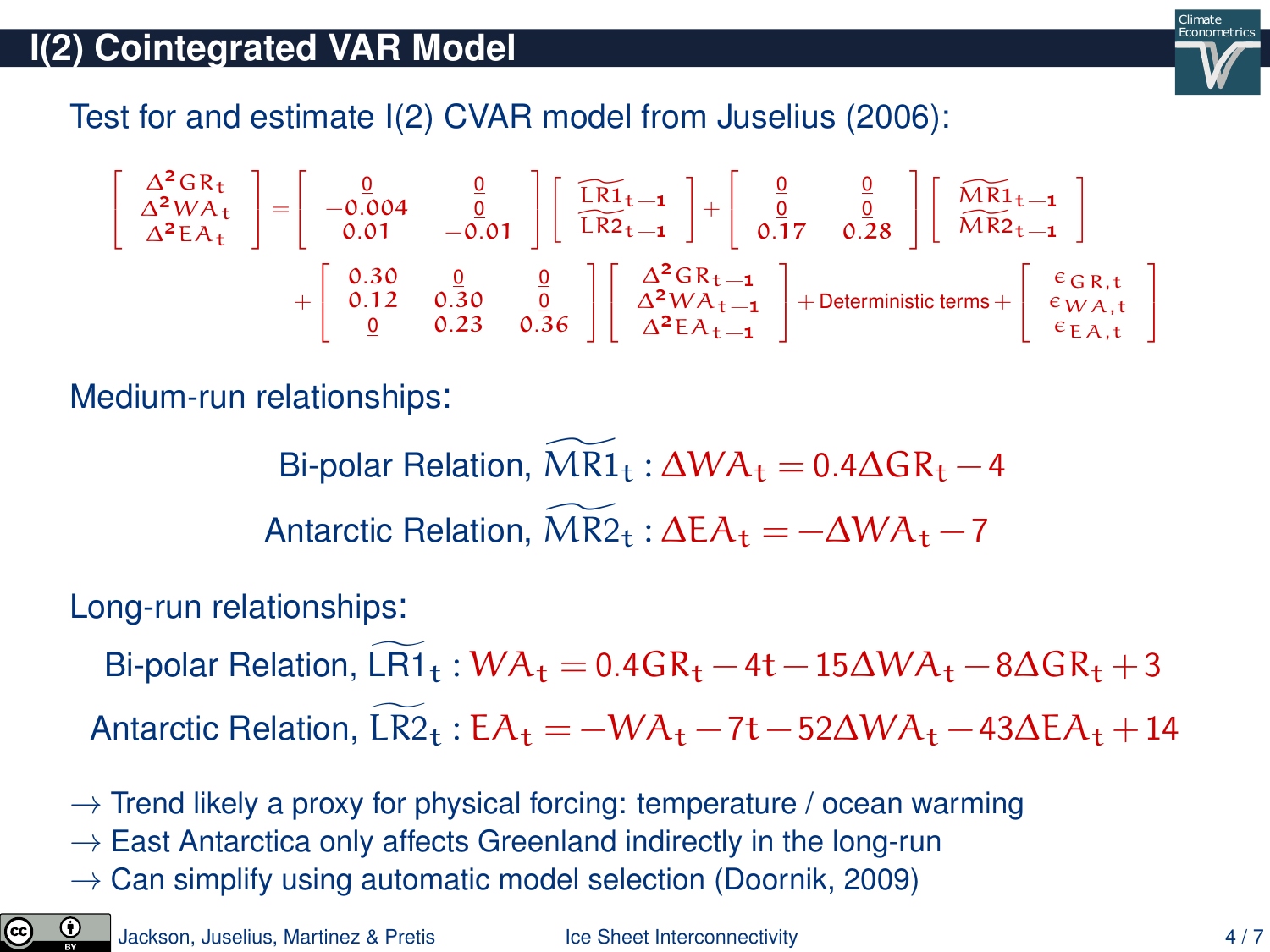## I(2) Cointegrated VAR Model

Test for and estimate I(2) CVAR model from Juselius (2006):

$$
\begin{bmatrix} \Delta^2 GR_t \\ \Delta^2 WA_t \\ \Delta^2 EA_t \end{bmatrix} = \begin{bmatrix} \underline{0} & \underline{0} \\ -0.004 & \underline{0} \\ 0.01 & -0.01 \end{bmatrix} \begin{bmatrix} \widetilde{LR1}_{t-1} \\ \widetilde{LR2}_{t-1} \end{bmatrix} + \begin{bmatrix} \underline{0} & \underline{0} \\ \underline{0} & \underline{0} \\ 0.17 & 0.28 \end{bmatrix} \begin{bmatrix} \widetilde{MR1}_{t-1} \\ \widetilde{MR2}_{t-1} \end{bmatrix}
$$

$$
+ \begin{bmatrix} 0.30 & \underline{0} & \underline{0} \\ 0.12 & 0.30 & \underline{0} \\ \underline{0} & 0.23 & 0.36 \end{bmatrix} \begin{bmatrix} \Delta^2 GR_{t-1} \\ \Delta^2 WA_{t-1} \\ \Delta^2 EA_{t-1} \end{bmatrix} + \text{Deterministic terms} + \begin{bmatrix} \epsilon_{GR,t} \\ \epsilon_{WA,t} \\ \epsilon_{EA,t} \end{bmatrix}
$$

Medium-run relationships:

Bi-polar Relation, $\widetilde{MR1}_t : \Delta WA_t = 0.4\Delta GR_t - 4$

Antarctic Relation, $\widetilde{MR2}_t : \Delta EA_t = -\Delta WA_t - 7$

Long-run relationships:

Bi-polar Relation, $\widetilde{LR1}_t : WA_t = 0.4GR_t - 4t - 15\Delta WA_t - 8\Delta GR_t + 3$

Antarctic Relation, $\widetilde{LR2}_t : EA_t = -WA_t - 7t - 52\Delta WA_t - 43\Delta EA_t + 14$

→ Trend likely a proxy for physical forcing: temperature / ocean warming

→ East Antarctica only affects Greenland indirectly in the long-run

→ Can simplify using automatic model selection (Doornik, 2009)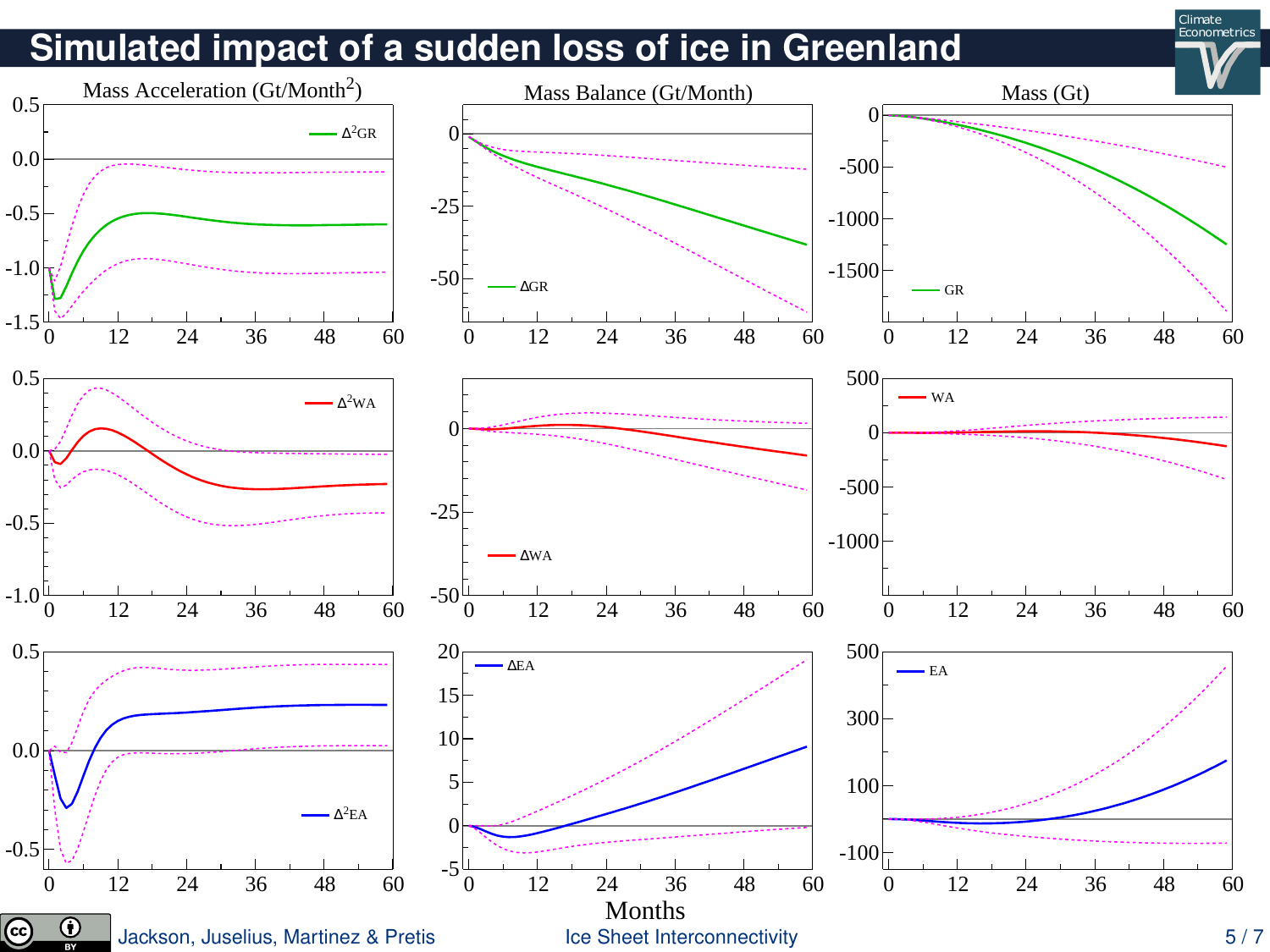# Simulated impact of a sudden loss of ice in Greenland

| Mass Acceleration ($Gt/Month^2$) | Mass Balance (Gt/Month) | Mass (Gt) |
| --- | --- | --- |
| $\Delta^2 GR$ | $\Delta GR$ | GR |
| $\Delta^2 WA$ | $\Delta WA$ | WA |
| $\Delta^2 EA$ | $\Delta EA$ | EA |

Months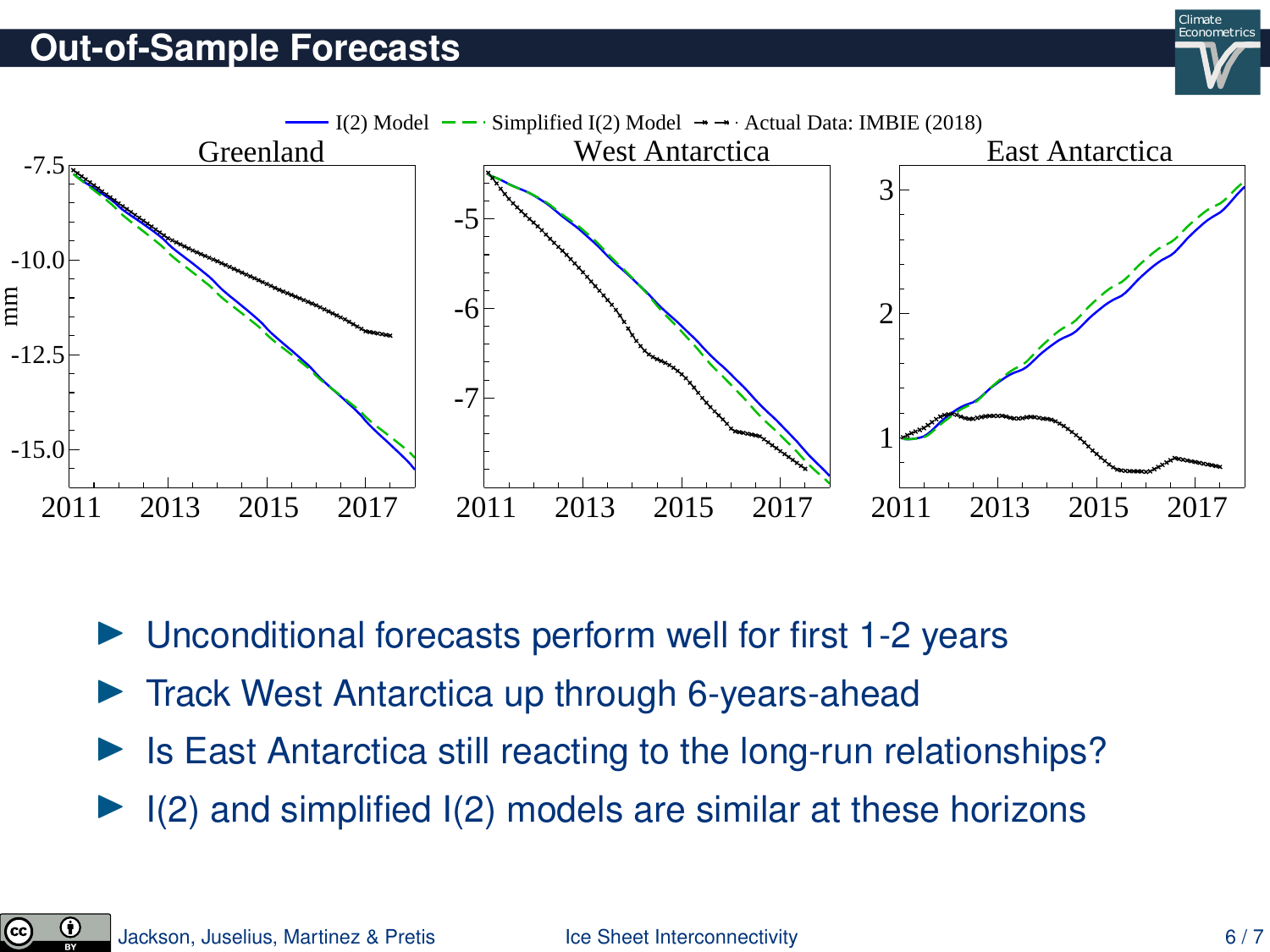# Out-of-Sample Forecasts

- Unconditional forecasts perform well for first 1-2 years
- Track West Antarctica up through 6-years-ahead
- Is East Antarctica still reacting to the long-run relationships?
- I(2) and simplified I(2) models are similar at these horizons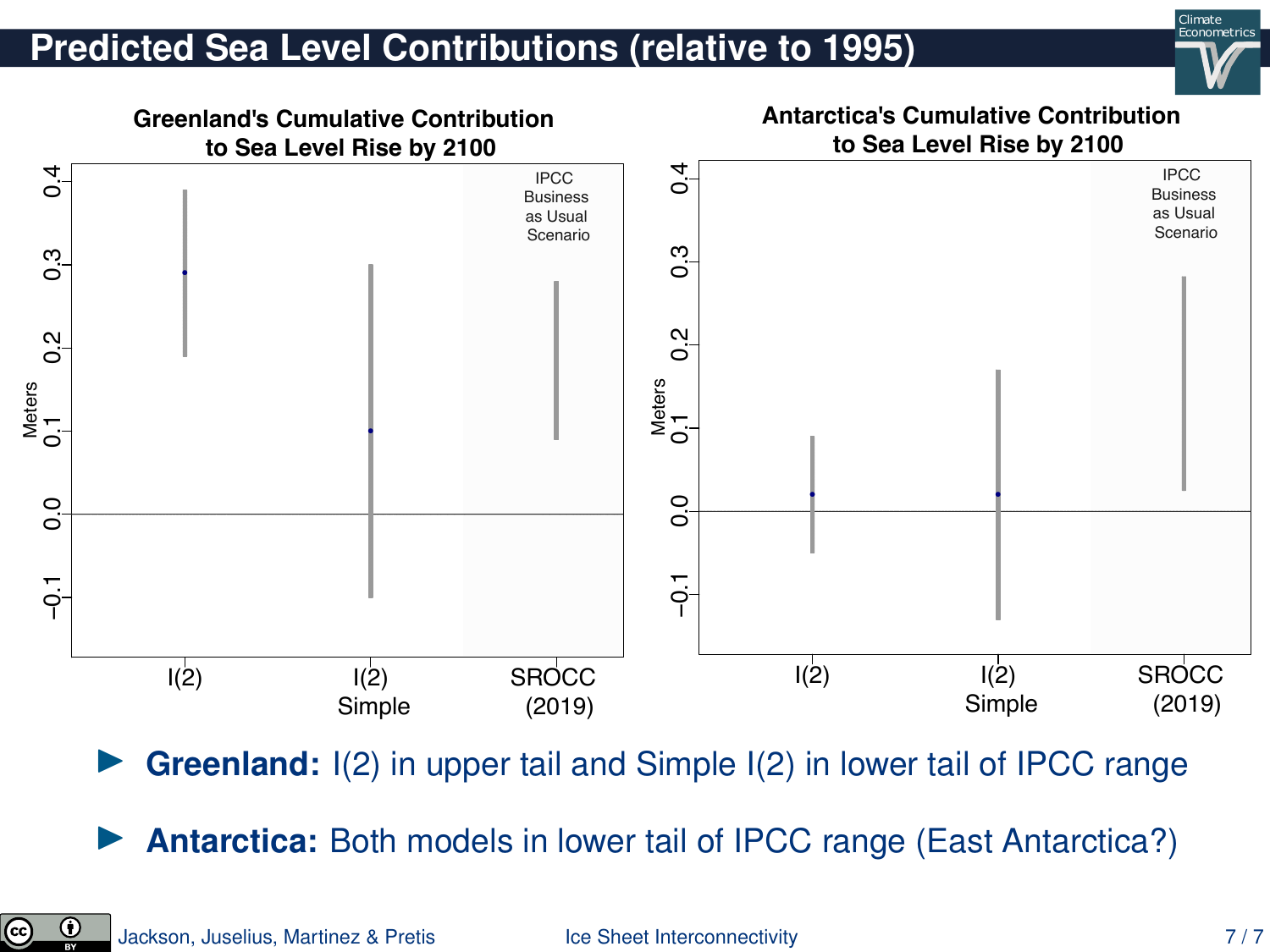# Predicted Sea Level Contributions (relative to 1995)

**Greenland's Cumulative Contribution to Sea Level Rise by 2100**

**Antarctica's Cumulative Contribution to Sea Level Rise by 2100**

- **Greenland:** I(2) in upper tail and Simple I(2) in lower tail of IPCC range
- **Antarctica:** Both models in lower tail of IPCC range (East Antarctica?)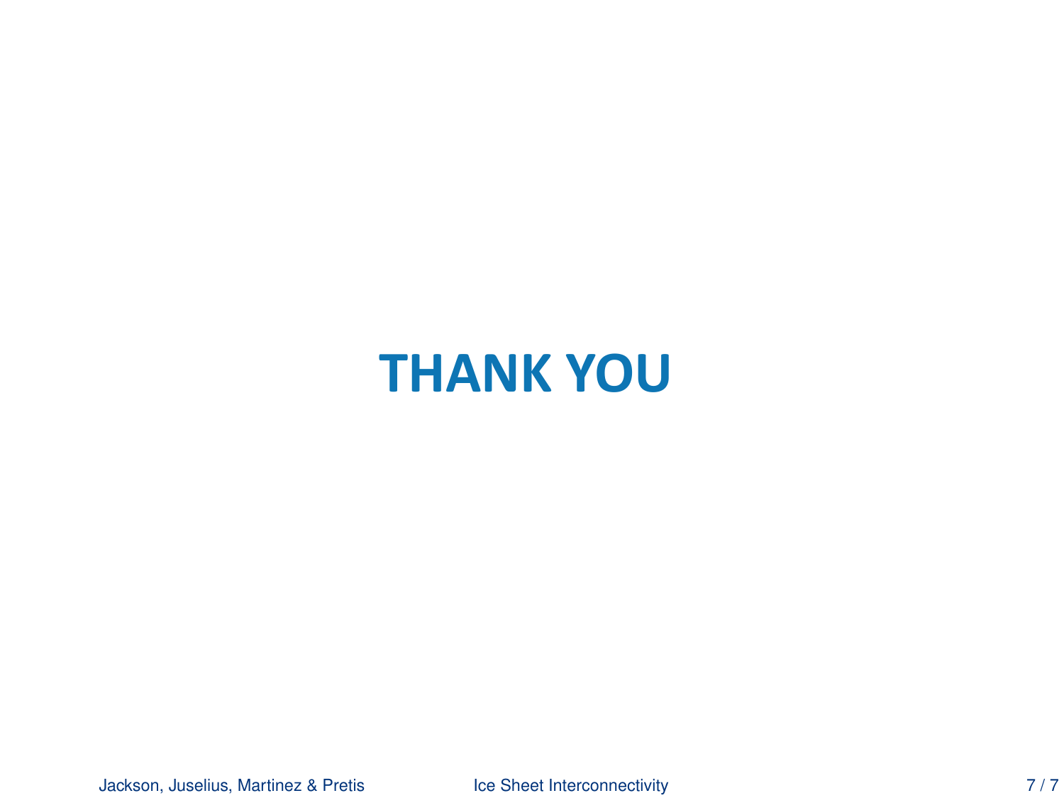# THANK YOU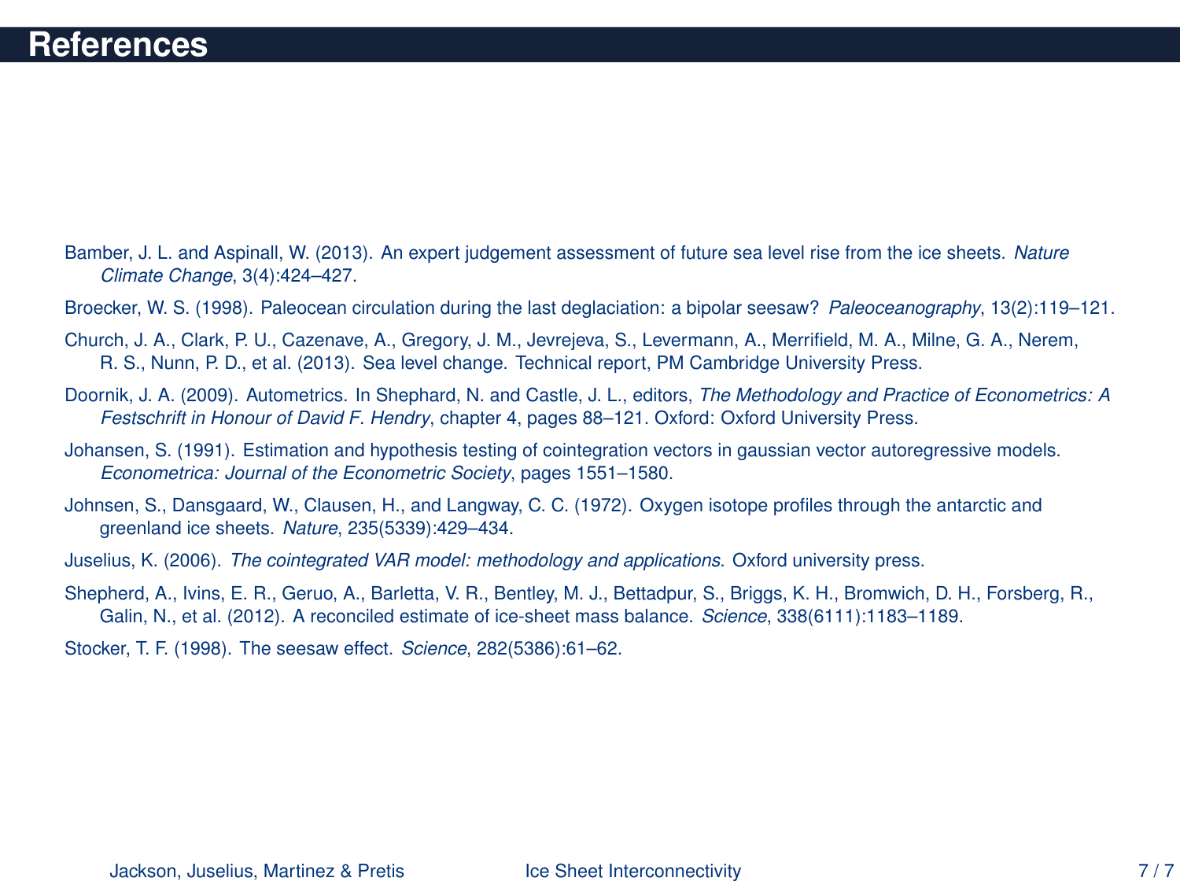# References

Bamber, J. L. and Aspinall, W. (2013). An expert judgement assessment of future sea level rise from the ice sheets. *Nature Climate Change*, 3(4):424–427.

Broecker, W. S. (1998). Paleocean circulation during the last deglaciation: a bipolar seesaw? *Paleoceanography*, 13(2):119–121.

Church, J. A., Clark, P. U., Cazenave, A., Gregory, J. M., Jevrejeva, S., Levermann, A., Merrifield, M. A., Milne, G. A., Nerem, R. S., Nunn, P. D., et al. (2013). Sea level change. Technical report, PM Cambridge University Press.

Doornik, J. A. (2009). Autometrics. In Shephard, N. and Castle, J. L., editors, *The Methodology and Practice of Econometrics: A Festschrift in Honour of David F. Hendry*, chapter 4, pages 88–121. Oxford: Oxford University Press.

Johansen, S. (1991). Estimation and hypothesis testing of cointegration vectors in gaussian vector autoregressive models. *Econometrica: Journal of the Econometric Society*, pages 1551–1580.

Johnsen, S., Dansgaard, W., Clausen, H., and Langway, C. C. (1972). Oxygen isotope profiles through the antarctic and greenland ice sheets. *Nature*, 235(5339):429–434.

Juselius, K. (2006). *The cointegrated VAR model: methodology and applications*. Oxford university press.

Shepherd, A., Ivins, E. R., Geruo, A., Barletta, V. R., Bentley, M. J., Bettadpur, S., Briggs, K. H., Bromwich, D. H., Forsberg, R., Galin, N., et al. (2012). A reconciled estimate of ice-sheet mass balance. *Science*, 338(6111):1183–1189.

Stocker, T. F. (1998). The seesaw effect. *Science*, 282(5386):61–62.